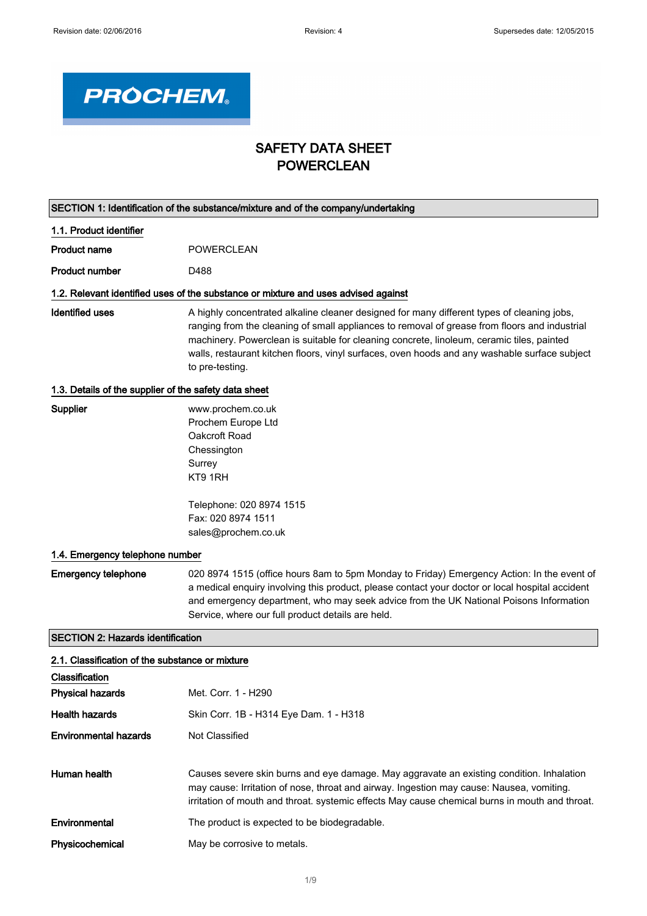Revision date: 02/06/2016 | Revision: 4 | Supersedes date: 12/05/2015

PROCHEM

# SAFETY DATA SHEET
# POWERCLEAN

## SECTION 1: Identification of the substance/mixture and of the company/undertaking

### 1.1. Product identifier

**Product name** POWERCLEAN

**Product number** D488

### 1.2. Relevant identified uses of the substance or mixture and uses advised against

**Identified uses** A highly concentrated alkaline cleaner designed for many different types of cleaning jobs, ranging from the cleaning of small appliances to removal of grease from floors and industrial machinery. Powerclean is suitable for cleaning concrete, linoleum, ceramic tiles, painted walls, restaurant kitchen floors, vinyl surfaces, oven hoods and any washable surface subject to pre-testing.

### 1.3. Details of the supplier of the safety data sheet

**Supplier**
www.prochem.co.uk
Prochem Europe Ltd
Oakcroft Road
Chessington
Surrey
KT9 1RH

Telephone: 020 8974 1515
Fax: 020 8974 1511
sales@prochem.co.uk

### 1.4. Emergency telephone number

**Emergency telephone** 020 8974 1515 (office hours 8am to 5pm Monday to Friday) Emergency Action: In the event of a medical enquiry involving this product, please contact your doctor or local hospital accident and emergency department, who may seek advice from the UK National Poisons Information Service, where our full product details are held.

## SECTION 2: Hazards identification

### 2.1. Classification of the substance or mixture

**Classification**

**Physical hazards** Met. Corr. 1 - H290

**Health hazards** Skin Corr. 1B - H314 Eye Dam. 1 - H318

**Environmental hazards** Not Classified

**Human health** Causes severe skin burns and eye damage. May aggravate an existing condition. Inhalation may cause: Irritation of nose, throat and airway. Ingestion may cause: Nausea, vomiting. irritation of mouth and throat. systemic effects May cause chemical burns in mouth and throat.

**Environmental** The product is expected to be biodegradable.

**Physicochemical** May be corrosive to metals.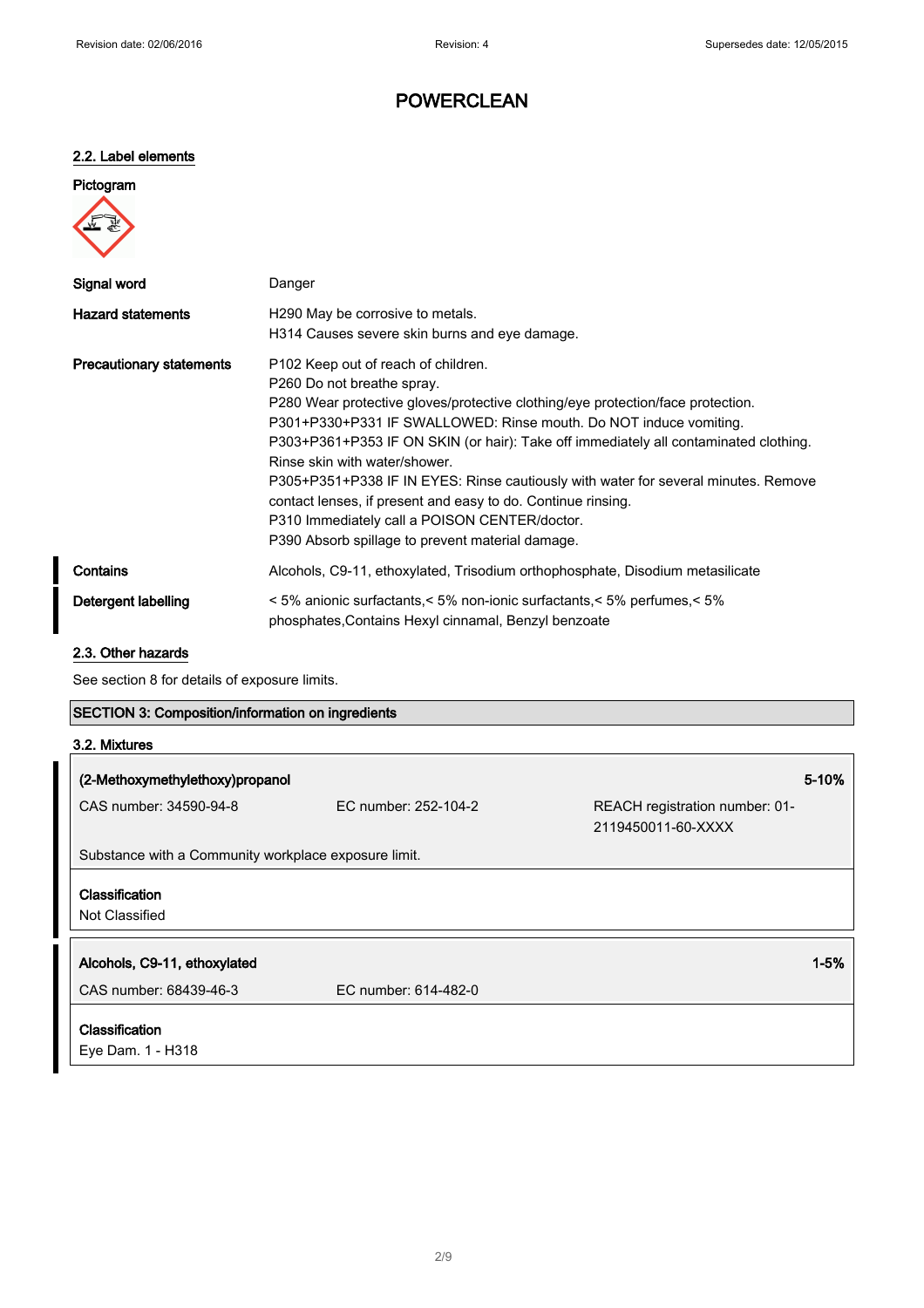## POWERCLEAN

### 2.2. Label elements

**Pictogram**

| | |
|---|---|
| **Signal word** | Danger |
| **Hazard statements** | H290 May be corrosive to metals.<br>H314 Causes severe skin burns and eye damage. |
| **Precautionary statements** | P102 Keep out of reach of children.<br>P260 Do not breathe spray.<br>P280 Wear protective gloves/protective clothing/eye protection/face protection.<br>P301+P330+P331 IF SWALLOWED: Rinse mouth. Do NOT induce vomiting.<br>P303+P361+P353 IF ON SKIN (or hair): Take off immediately all contaminated clothing. Rinse skin with water/shower.<br>P305+P351+P338 IF IN EYES: Rinse cautiously with water for several minutes. Remove contact lenses, if present and easy to do. Continue rinsing.<br>P310 Immediately call a POISON CENTER/doctor.<br>P390 Absorb spillage to prevent material damage. |
| **Contains** | Alcohols, C9-11, ethoxylated, Trisodium orthophosphate, Disodium metasilicate |
| **Detergent labelling** | < 5% anionic surfactants,< 5% non-ionic surfactants,< 5% perfumes,< 5% phosphates,Contains Hexyl cinnamal, Benzyl benzoate |

### 2.3. Other hazards

See section 8 for details of exposure limits.

## SECTION 3: Composition/information on ingredients

### 3.2. Mixtures

| **(2-Methoxymethylethoxy)propanol** | | **5-10%** |
|---|---|---|
| CAS number: 34590-94-8 | EC number: 252-104-2 | REACH registration number: 01-2119450011-60-XXXX |
| Substance with a Community workplace exposure limit. | | |
| **Classification**<br>Not Classified | | |

| **Alcohols, C9-11, ethoxylated** | | **1-5%** |
|---|---|---|
| CAS number: 68439-46-3 | EC number: 614-482-0 | |
| **Classification**<br>Eye Dam. 1 - H318 | | |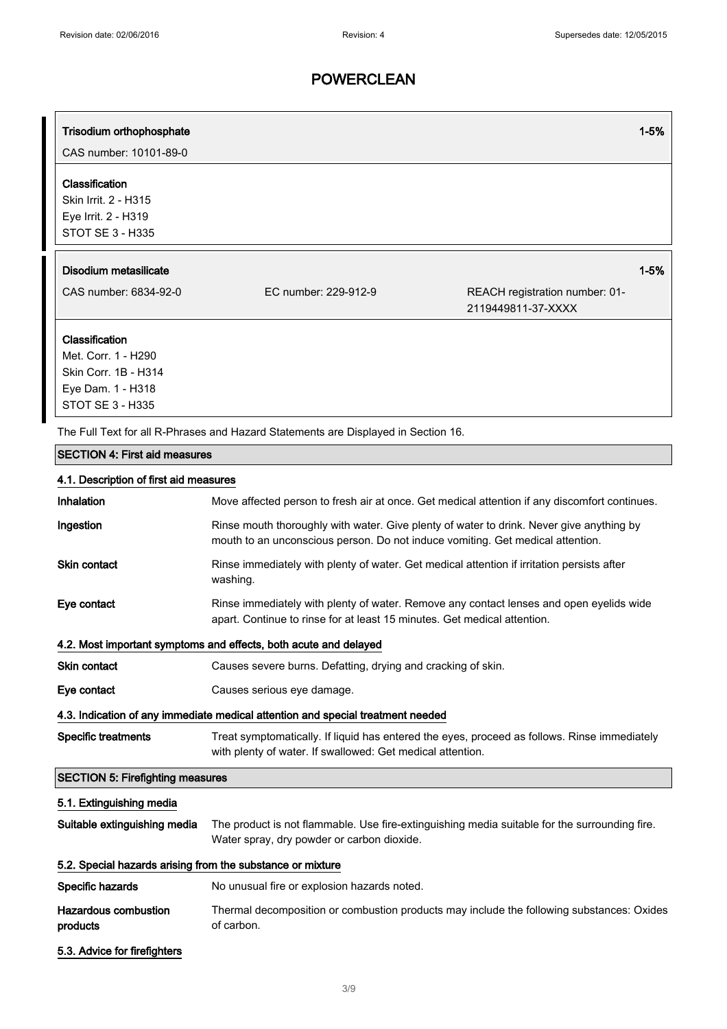| Trisodium orthophosphate | | 1-5% |
| --- | --- | --- |
| CAS number: 10101-89-0 | | |
| **Classification**<br>Skin Irrit. 2 - H315<br>Eye Irrit. 2 - H319<br>STOT SE 3 - H335 | | |

| Disodium metasilicate | | 1-5% |
| --- | --- | --- |
| CAS number: 6834-92-0 | EC number: 229-912-9 | REACH registration number: 01-2119449811-37-XXXX |
| **Classification**<br>Met. Corr. 1 - H290<br>Skin Corr. 1B - H314<br>Eye Dam. 1 - H318<br>STOT SE 3 - H335 | | |

The Full Text for all R-Phrases and Hazard Statements are Displayed in Section 16.

## SECTION 4: First aid measures

### 4.1. Description of first aid measures

**Inhalation** Move affected person to fresh air at once. Get medical attention if any discomfort continues.

**Ingestion** Rinse mouth thoroughly with water. Give plenty of water to drink. Never give anything by mouth to an unconscious person. Do not induce vomiting. Get medical attention.

**Skin contact** Rinse immediately with plenty of water. Get medical attention if irritation persists after washing.

**Eye contact** Rinse immediately with plenty of water. Remove any contact lenses and open eyelids wide apart. Continue to rinse for at least 15 minutes. Get medical attention.

### 4.2. Most important symptoms and effects, both acute and delayed

**Skin contact** Causes severe burns. Defatting, drying and cracking of skin.

**Eye contact** Causes serious eye damage.

### 4.3. Indication of any immediate medical attention and special treatment needed

**Specific treatments** Treat symptomatically. If liquid has entered the eyes, proceed as follows. Rinse immediately with plenty of water. If swallowed: Get medical attention.

## SECTION 5: Firefighting measures

### 5.1. Extinguishing media

**Suitable extinguishing media** The product is not flammable. Use fire-extinguishing media suitable for the surrounding fire. Water spray, dry powder or carbon dioxide.

### 5.2. Special hazards arising from the substance or mixture

**Specific hazards** No unusual fire or explosion hazards noted.

**Hazardous combustion products** Thermal decomposition or combustion products may include the following substances: Oxides of carbon.

### 5.3. Advice for firefighters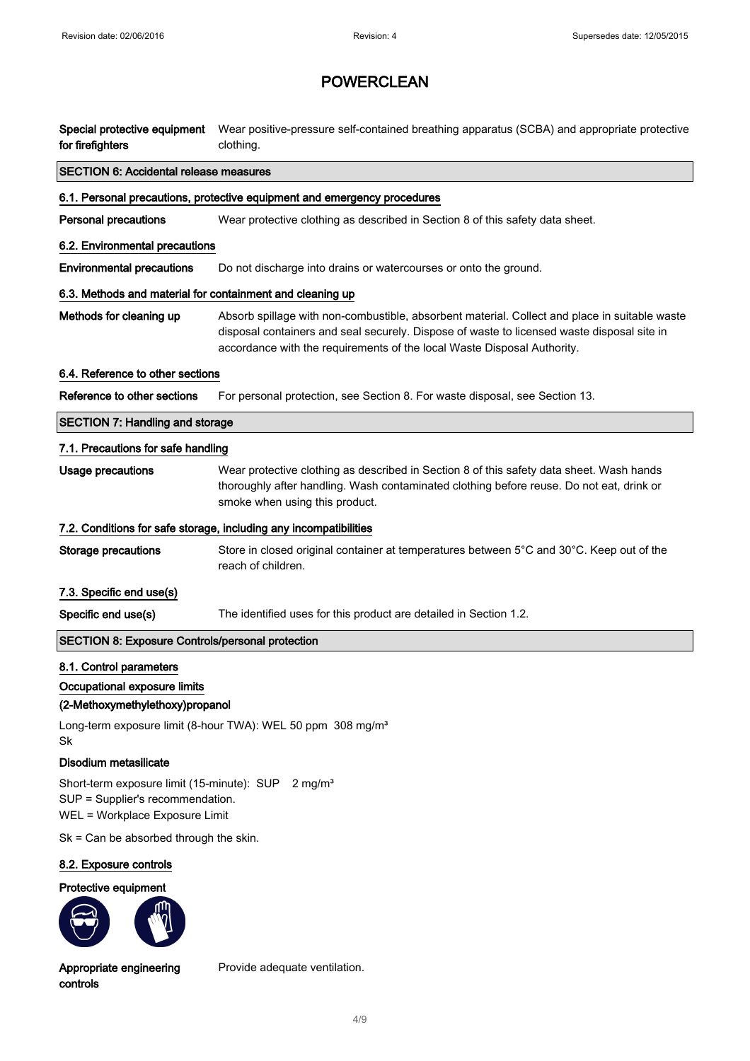# POWERCLEAN

**Special protective equipment for firefighters** Wear positive-pressure self-contained breathing apparatus (SCBA) and appropriate protective clothing.

## SECTION 6: Accidental release measures

### 6.1. Personal precautions, protective equipment and emergency procedures

**Personal precautions** Wear protective clothing as described in Section 8 of this safety data sheet.

### 6.2. Environmental precautions

**Environmental precautions** Do not discharge into drains or watercourses or onto the ground.

### 6.3. Methods and material for containment and cleaning up

**Methods for cleaning up** Absorb spillage with non-combustible, absorbent material. Collect and place in suitable waste disposal containers and seal securely. Dispose of waste to licensed waste disposal site in accordance with the requirements of the local Waste Disposal Authority.

### 6.4. Reference to other sections

**Reference to other sections** For personal protection, see Section 8. For waste disposal, see Section 13.

## SECTION 7: Handling and storage

### 7.1. Precautions for safe handling

**Usage precautions** Wear protective clothing as described in Section 8 of this safety data sheet. Wash hands thoroughly after handling. Wash contaminated clothing before reuse. Do not eat, drink or smoke when using this product.

### 7.2. Conditions for safe storage, including any incompatibilities

**Storage precautions** Store in closed original container at temperatures between 5°C and 30°C. Keep out of the reach of children.

### 7.3. Specific end use(s)

**Specific end use(s)** The identified uses for this product are detailed in Section 1.2.

## SECTION 8: Exposure Controls/personal protection

### 8.1. Control parameters

**Occupational exposure limits**

**(2-Methoxymethylethoxy)propanol**

Long-term exposure limit (8-hour TWA): WEL 50 ppm 308 mg/m³
Sk

**Disodium metasilicate**

Short-term exposure limit (15-minute): SUP 2 mg/m³
SUP = Supplier's recommendation.
WEL = Workplace Exposure Limit

Sk = Can be absorbed through the skin.

### 8.2. Exposure controls

**Protective equipment**

**Appropriate engineering controls** Provide adequate ventilation.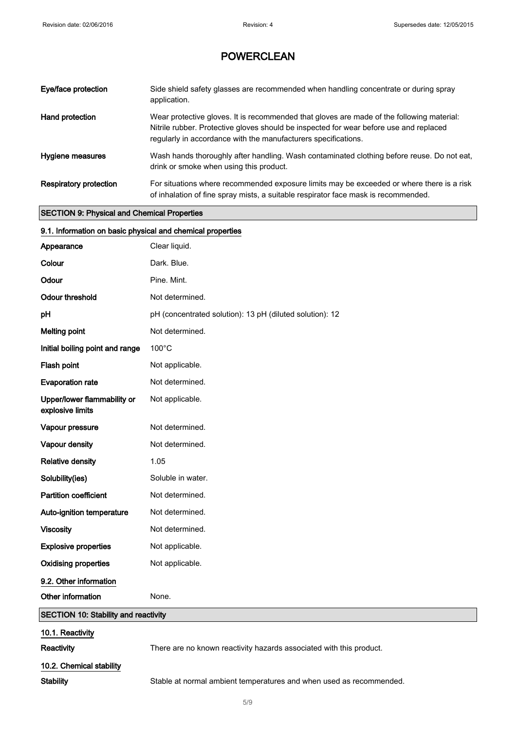| | |
|---|---|
| **Eye/face protection** | Side shield safety glasses are recommended when handling concentrate or during spray application. |
| **Hand protection** | Wear protective gloves. It is recommended that gloves are made of the following material: Nitrile rubber. Protective gloves should be inspected for wear before use and replaced regularly in accordance with the manufacturers specifications. |
| **Hygiene measures** | Wash hands thoroughly after handling. Wash contaminated clothing before reuse. Do not eat, drink or smoke when using this product. |
| **Respiratory protection** | For situations where recommended exposure limits may be exceeded or where there is a risk of inhalation of fine spray mists, a suitable respirator face mask is recommended. |

## SECTION 9: Physical and Chemical Properties

### 9.1. Information on basic physical and chemical properties

| | |
|---|---|
| **Appearance** | Clear liquid. |
| **Colour** | Dark. Blue. |
| **Odour** | Pine. Mint. |
| **Odour threshold** | Not determined. |
| **pH** | pH (concentrated solution): 13 pH (diluted solution): 12 |
| **Melting point** | Not determined. |
| **Initial boiling point and range** | 100°C |
| **Flash point** | Not applicable. |
| **Evaporation rate** | Not determined. |
| **Upper/lower flammability or explosive limits** | Not applicable. |
| **Vapour pressure** | Not determined. |
| **Vapour density** | Not determined. |
| **Relative density** | 1.05 |
| **Solubility(ies)** | Soluble in water. |
| **Partition coefficient** | Not determined. |
| **Auto-ignition temperature** | Not determined. |
| **Viscosity** | Not determined. |
| **Explosive properties** | Not applicable. |
| **Oxidising properties** | Not applicable. |

### 9.2. Other information

| | |
|---|---|
| **Other information** | None. |

## SECTION 10: Stability and reactivity

### 10.1. Reactivity

| | |
|---|---|
| **Reactivity** | There are no known reactivity hazards associated with this product. |

### 10.2. Chemical stability

| | |
|---|---|
| **Stability** | Stable at normal ambient temperatures and when used as recommended. |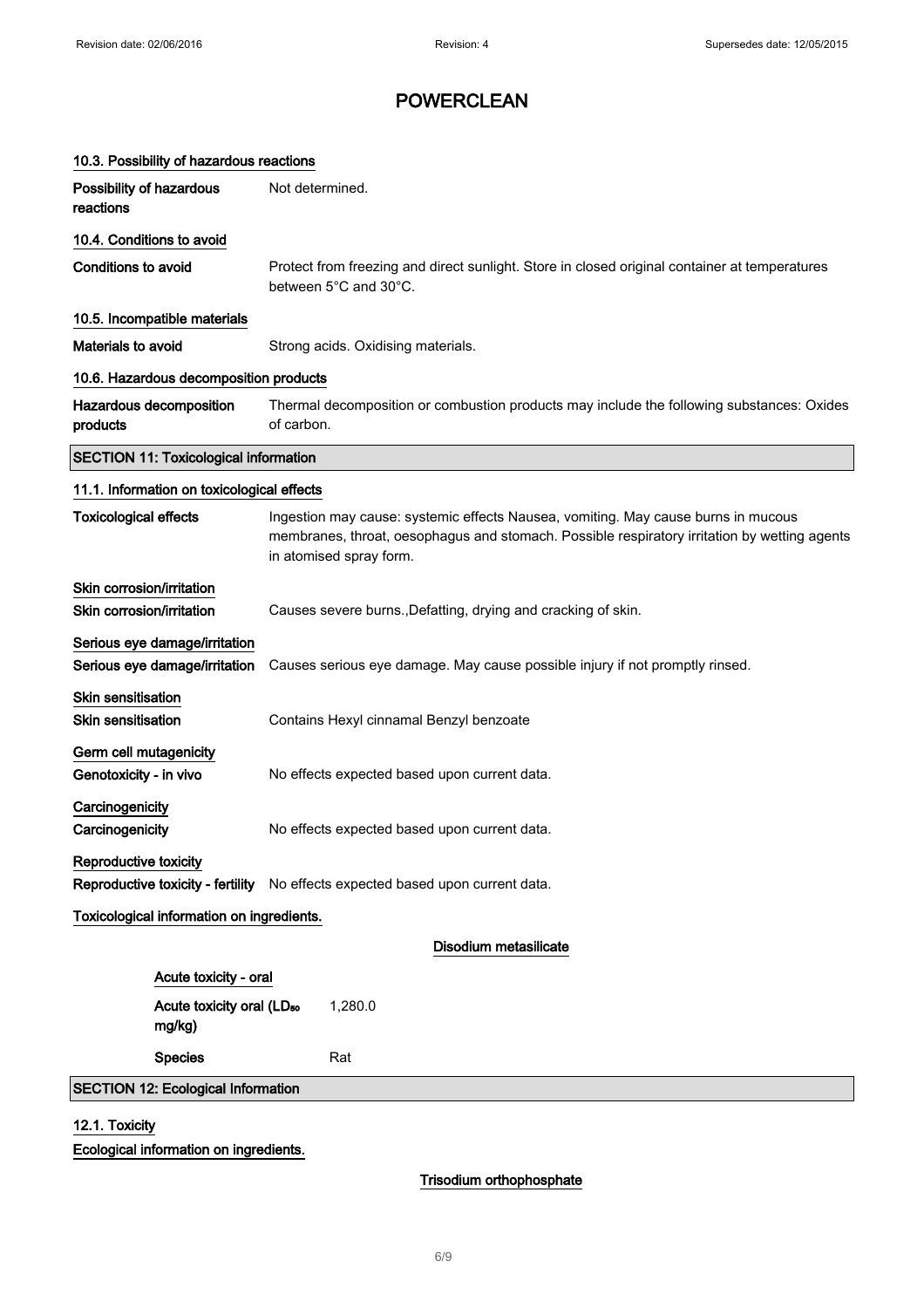# POWERCLEAN

### 10.3. Possibility of hazardous reactions

| | |
|---|---|
| **Possibility of hazardous reactions** | Not determined. |

### 10.4. Conditions to avoid

| | |
|---|---|
| **Conditions to avoid** | Protect from freezing and direct sunlight. Store in closed original container at temperatures between 5°C and 30°C. |

### 10.5. Incompatible materials

| | |
|---|---|
| **Materials to avoid** | Strong acids. Oxidising materials. |

### 10.6. Hazardous decomposition products

| | |
|---|---|
| **Hazardous decomposition products** | Thermal decomposition or combustion products may include the following substances: Oxides of carbon. |

## SECTION 11: Toxicological information

### 11.1. Information on toxicological effects

| | |
|---|---|
| **Toxicological effects** | Ingestion may cause: systemic effects Nausea, vomiting. May cause burns in mucous membranes, throat, oesophagus and stomach. Possible respiratory irritation by wetting agents in atomised spray form. |

**Skin corrosion/irritation**

| | |
|---|---|
| **Skin corrosion/irritation** | Causes severe burns.,Defatting, drying and cracking of skin. |

**Serious eye damage/irritation**

| | |
|---|---|
| **Serious eye damage/irritation** | Causes serious eye damage. May cause possible injury if not promptly rinsed. |

**Skin sensitisation**

| | |
|---|---|
| **Skin sensitisation** | Contains Hexyl cinnamal Benzyl benzoate |

**Germ cell mutagenicity**

| | |
|---|---|
| **Genotoxicity - in vivo** | No effects expected based upon current data. |

**Carcinogenicity**

| | |
|---|---|
| **Carcinogenicity** | No effects expected based upon current data. |

**Reproductive toxicity**

| | |
|---|---|
| **Reproductive toxicity - fertility** | No effects expected based upon current data. |

**Toxicological information on ingredients.**

**Disodium metasilicate**

**Acute toxicity - oral**

| | |
|---|---|
| **Acute toxicity oral ($LD_{50}$ mg/kg)** | 1,280.0 |
| **Species** | Rat |

## SECTION 12: Ecological Information

### 12.1. Toxicity

**Ecological information on ingredients.**

**Trisodium orthophosphate**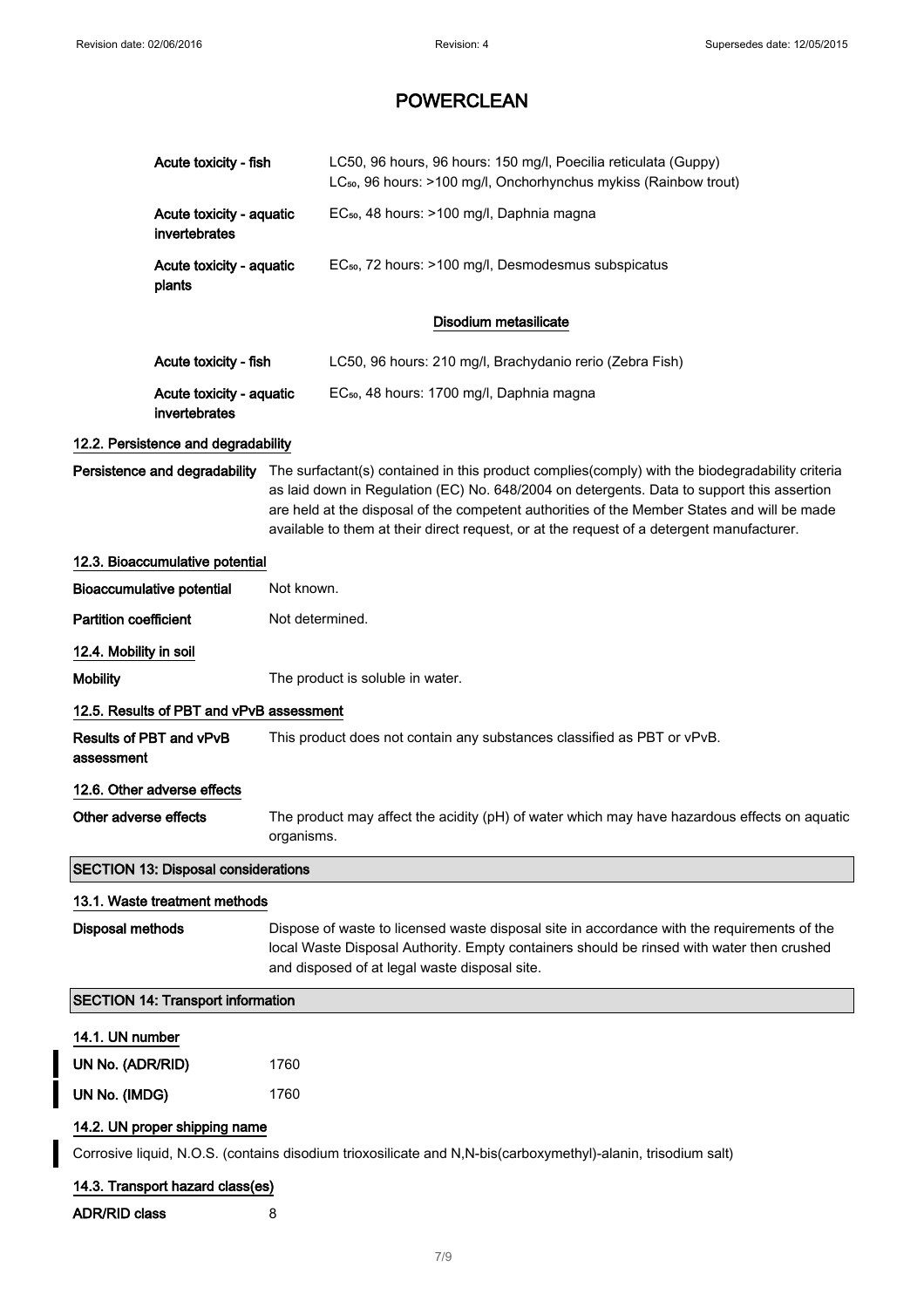| | |
|---|---|
| **Acute toxicity - fish** | LC50, 96 hours, 96 hours: 150 mg/l, Poecilia reticulata (Guppy)<br>$LC_{50}$, 96 hours: >100 mg/l, Onchorhynchus mykiss (Rainbow trout) |
| **Acute toxicity - aquatic invertebrates** | $EC_{50}$, 48 hours: >100 mg/l, Daphnia magna |
| **Acute toxicity - aquatic plants** | $EC_{50}$, 72 hours: >100 mg/l, Desmodesmus subspicatus |

**Disodium metasilicate**

| | |
|---|---|
| **Acute toxicity - fish** | LC50, 96 hours: 210 mg/l, Brachydanio rerio (Zebra Fish) |
| **Acute toxicity - aquatic invertebrates** | $EC_{50}$, 48 hours: 1700 mg/l, Daphnia magna |

### 12.2. Persistence and degradability

**Persistence and degradability** The surfactant(s) contained in this product complies(comply) with the biodegradability criteria as laid down in Regulation (EC) No. 648/2004 on detergents. Data to support this assertion are held at the disposal of the competent authorities of the Member States and will be made available to them at their direct request, or at the request of a detergent manufacturer.

### 12.3. Bioaccumulative potential

**Bioaccumulative potential** Not known.

**Partition coefficient** Not determined.

### 12.4. Mobility in soil

**Mobility** The product is soluble in water.

### 12.5. Results of PBT and vPvB assessment

**Results of PBT and vPvB assessment** This product does not contain any substances classified as PBT or vPvB.

### 12.6. Other adverse effects

**Other adverse effects** The product may affect the acidity (pH) of water which may have hazardous effects on aquatic organisms.

## SECTION 13: Disposal considerations

### 13.1. Waste treatment methods

**Disposal methods** Dispose of waste to licensed waste disposal site in accordance with the requirements of the local Waste Disposal Authority. Empty containers should be rinsed with water then crushed and disposed of at legal waste disposal site.

## SECTION 14: Transport information

### 14.1. UN number

**UN No. (ADR/RID)** 1760

**UN No. (IMDG)** 1760

### 14.2. UN proper shipping name

Corrosive liquid, N.O.S. (contains disodium trioxosilicate and N,N-bis(carboxymethyl)-alanin, trisodium salt)

### 14.3. Transport hazard class(es)

**ADR/RID class** 8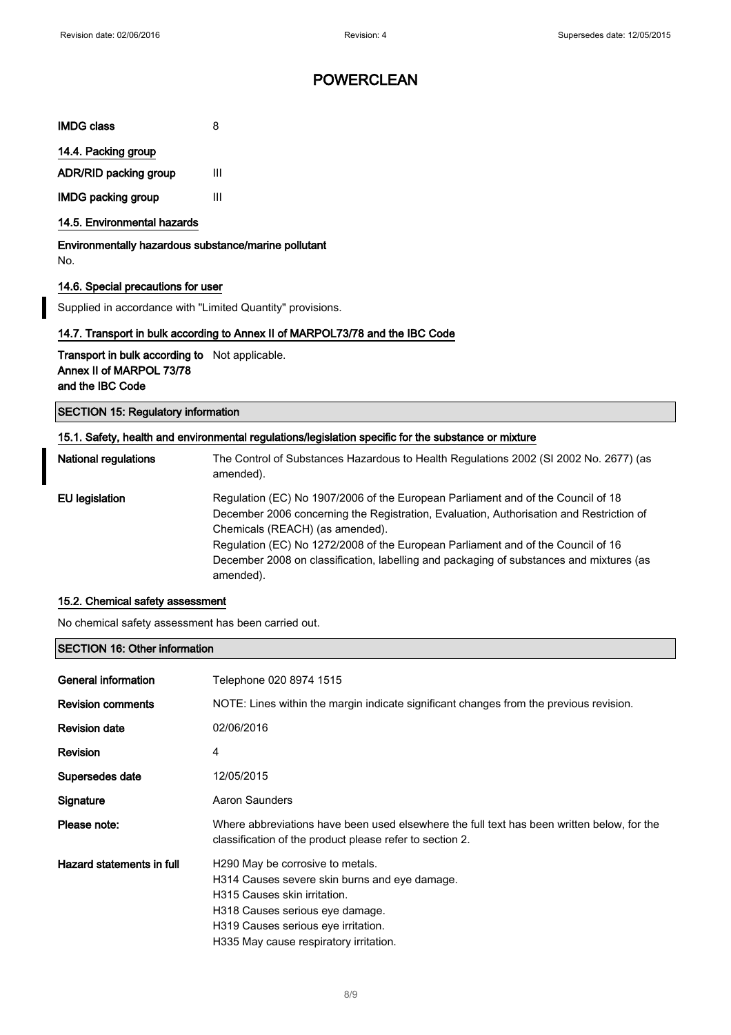# POWERCLEAN

| | |
|---|---|
| **IMDG class** | 8 |

### 14.4. Packing group

| | |
|---|---|
| **ADR/RID packing group** | III |
| **IMDG packing group** | III |

### 14.5. Environmental hazards

**Environmentally hazardous substance/marine pollutant**

No.

### 14.6. Special precautions for user

Supplied in accordance with "Limited Quantity" provisions.

### 14.7. Transport in bulk according to Annex II of MARPOL73/78 and the IBC Code

| | |
|---|---|
| **Transport in bulk according to Annex II of MARPOL 73/78 and the IBC Code** | Not applicable. |

## SECTION 15: Regulatory information

### 15.1. Safety, health and environmental regulations/legislation specific for the substance or mixture

| | |
|---|---|
| **National regulations** | The Control of Substances Hazardous to Health Regulations 2002 (SI 2002 No. 2677) (as amended). |
| **EU legislation** | Regulation (EC) No 1907/2006 of the European Parliament and of the Council of 18 December 2006 concerning the Registration, Evaluation, Authorisation and Restriction of Chemicals (REACH) (as amended).<br>Regulation (EC) No 1272/2008 of the European Parliament and of the Council of 16 December 2008 on classification, labelling and packaging of substances and mixtures (as amended). |

### 15.2. Chemical safety assessment

No chemical safety assessment has been carried out.

## SECTION 16: Other information

| | |
|---|---|
| **General information** | Telephone 020 8974 1515 |
| **Revision comments** | NOTE: Lines within the margin indicate significant changes from the previous revision. |
| **Revision date** | 02/06/2016 |
| **Revision** | 4 |
| **Supersedes date** | 12/05/2015 |
| **Signature** | Aaron Saunders |
| **Please note:** | Where abbreviations have been used elsewhere the full text has been written below, for the classification of the product please refer to section 2. |
| **Hazard statements in full** | H290 May be corrosive to metals.<br>H314 Causes severe skin burns and eye damage.<br>H315 Causes skin irritation.<br>H318 Causes serious eye damage.<br>H319 Causes serious eye irritation.<br>H335 May cause respiratory irritation. |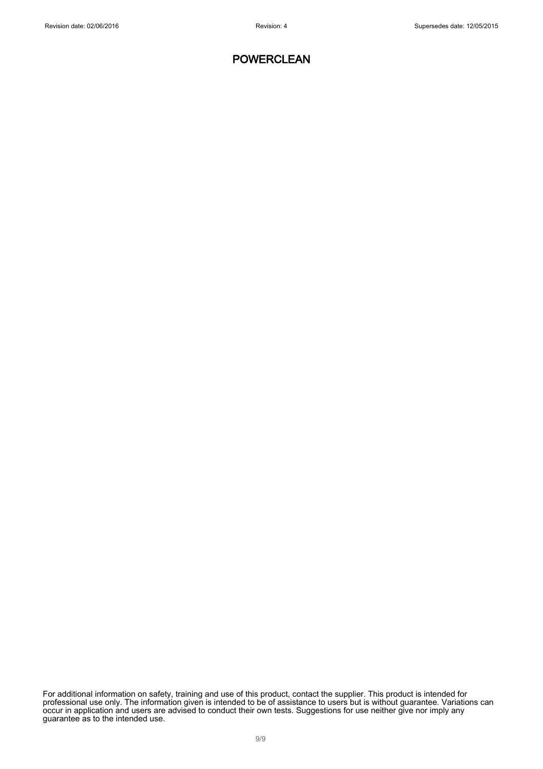For additional information on safety, training and use of this product, contact the supplier. This product is intended for professional use only. The information given is intended to be of assistance to users but is without guarantee. Variations can occur in application and users are advised to conduct their own tests. Suggestions for use neither give nor imply any guarantee as to the intended use.